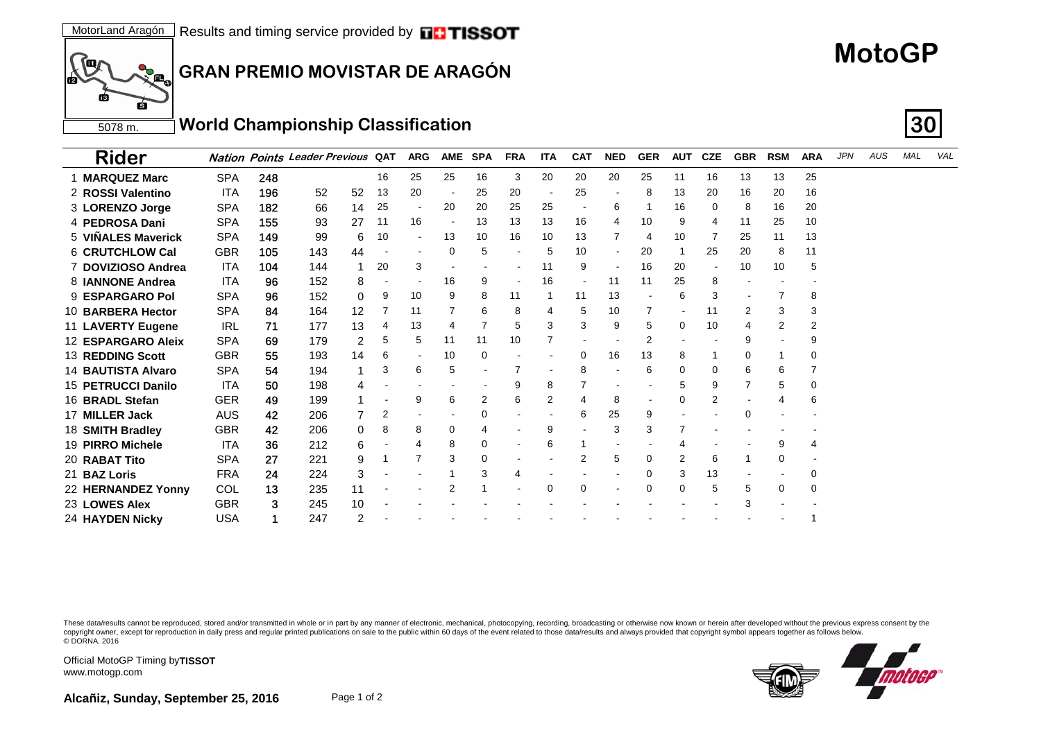MotorLand Aragón | Results and timing service provided by TISSOT

5078 m.

# MotoGP

## GRAN PREMIO MOVISTAR DE ARAGÓN

## World Championship Classification

**30**

| Rider | Nation | Points | Leader | Previous | QAT | ARG | AME | SPA | FRA | ITA | CAT | NED | GER | AUT | CZE | GBR | RSM | ARA | JPN | AUS | MAL | VAL |
|---|---|---|---|---|---|---|---|---|---|---|---|---|---|---|---|---|---|---|---|---|---|---|
| 1 **MARQUEZ Marc** | SPA | **248** | | | 16 | 25 | 25 | 16 | 3 | 20 | 20 | 20 | 25 | 11 | 16 | 13 | 13 | 25 | | | | |
| 2 **ROSSI Valentino** | ITA | **196** | 52 | 52 | 13 | 20 | - | 25 | 20 | - | 25 | - | 8 | 13 | 20 | 16 | 20 | 16 | | | | |
| 3 **LORENZO Jorge** | SPA | **182** | 66 | 14 | 25 | - | 20 | 20 | 25 | 25 | - | 6 | 1 | 16 | 0 | 8 | 16 | 20 | | | | |
| 4 **PEDROSA Dani** | SPA | **155** | 93 | 27 | 11 | 16 | - | 13 | 13 | 13 | 16 | 4 | 10 | 9 | 4 | 11 | 25 | 10 | | | | |
| 5 **VIÑALES Maverick** | SPA | **149** | 99 | 6 | 10 | - | 13 | 10 | 16 | 10 | 13 | 7 | 4 | 10 | 7 | 25 | 11 | 13 | | | | |
| 6 **CRUTCHLOW Cal** | GBR | **105** | 143 | 44 | - | - | 0 | 5 | - | 5 | 10 | - | 20 | 1 | 25 | 20 | 8 | 11 | | | | |
| 7 **DOVIZIOSO Andrea** | ITA | **104** | 144 | 1 | 20 | 3 | - | - | - | 11 | 9 | - | 16 | 20 | - | 10 | 10 | 5 | | | | |
| 8 **IANNONE Andrea** | ITA | **96** | 152 | 8 | - | - | 16 | 9 | - | 16 | - | 11 | 11 | 25 | 8 | - | - | - | | | | |
| 9 **ESPARGARO Pol** | SPA | **96** | 152 | 0 | 9 | 10 | 9 | 8 | 11 | 1 | 11 | 13 | - | 6 | 3 | - | 7 | 8 | | | | |
| 10 **BARBERA Hector** | SPA | **84** | 164 | 12 | 7 | 11 | 7 | 6 | 8 | 4 | 5 | 10 | 7 | - | 11 | 2 | 3 | 3 | | | | |
| 11 **LAVERTY Eugene** | IRL | **71** | 177 | 13 | 4 | 13 | 4 | 7 | 5 | 3 | 3 | 9 | 5 | 0 | 10 | 4 | 2 | 2 | | | | |
| 12 **ESPARGARO Aleix** | SPA | **69** | 179 | 2 | 5 | 5 | 11 | 11 | 10 | 7 | - | - | 2 | - | - | 9 | - | 9 | | | | |
| 13 **REDDING Scott** | GBR | **55** | 193 | 14 | 6 | - | 10 | 0 | - | - | 0 | 16 | 13 | 8 | 1 | 0 | 1 | 0 | | | | |
| 14 **BAUTISTA Alvaro** | SPA | **54** | 194 | 1 | 3 | 6 | 5 | - | 7 | - | 8 | - | 6 | 0 | 0 | 6 | 6 | 7 | | | | |
| 15 **PETRUCCI Danilo** | ITA | **50** | 198 | 4 | - | - | - | - | 9 | 8 | 7 | - | - | 5 | 9 | 7 | 5 | 0 | | | | |
| 16 **BRADL Stefan** | GER | **49** | 199 | 1 | - | 9 | 6 | 2 | 6 | 2 | 4 | 8 | - | 0 | 2 | - | 4 | 6 | | | | |
| 17 **MILLER Jack** | AUS | **42** | 206 | 7 | 2 | - | - | 0 | - | - | 6 | 25 | 9 | - | - | 0 | - | - | | | | |
| 18 **SMITH Bradley** | GBR | **42** | 206 | 0 | 8 | 8 | 0 | 4 | - | 9 | - | 3 | 3 | 7 | - | - | - | - | | | | |
| 19 **PIRRO Michele** | ITA | **36** | 212 | 6 | - | 4 | 8 | 0 | - | 6 | 1 | - | - | 4 | - | - | 9 | 4 | | | | |
| 20 **RABAT Tito** | SPA | **27** | 221 | 9 | 1 | 7 | 3 | 0 | - | - | 2 | 5 | 0 | 2 | 6 | 1 | 0 | - | | | | |
| 21 **BAZ Loris** | FRA | **24** | 224 | 3 | - | - | 1 | 3 | 4 | - | - | - | 0 | 3 | 13 | - | - | 0 | | | | |
| 22 **HERNANDEZ Yonny** | COL | **13** | 235 | 11 | - | - | 2 | 1 | - | 0 | 0 | - | 0 | 0 | 5 | 5 | 0 | 0 | | | | |
| 23 **LOWES Alex** | GBR | **3** | 245 | 10 | - | - | - | - | - | - | - | - | - | - | - | 3 | - | - | | | | |
| 24 **HAYDEN Nicky** | USA | **1** | 247 | 2 | - | - | - | - | - | - | - | - | - | - | - | - | - | 1 | | | | |

These data/results cannot be reproduced, stored and/or transmitted in whole or in part by any manner of electronic, mechanical, photocopying, recording, broadcasting or otherwise now known or herein after developed without the previous express consent by the copyright owner, except for reproduction in daily press and regular printed publications on sale to the public within 60 days of the event related to those data/results and always provided that copyright symbol appears together as follows below.
© DORNA, 2016

Official MotoGP Timing by **TISSOT**
www.motogp.com

**Alcañiz, Sunday, September 25, 2016**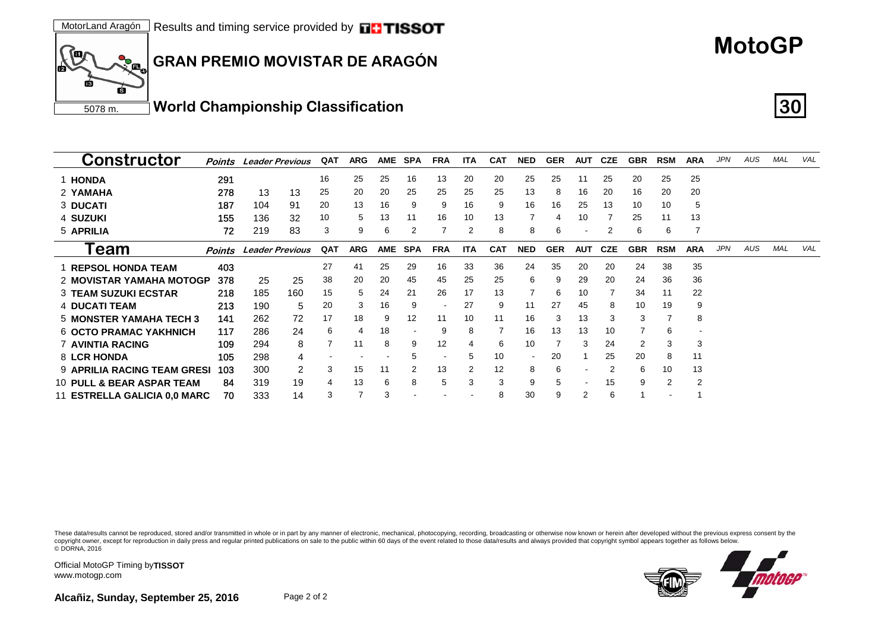MotorLand Aragón — Results and timing service provided by TISSOT

5078 m.

# GRAN PREMIO MOVISTAR DE ARAGÓN

# MotoGP

## World Championship Classification

**30**

| Constructor | Points | Leader | Previous | QAT | ARG | AME | SPA | FRA | ITA | CAT | NED | GER | AUT | CZE | GBR | RSM | ARA | JPN | AUS | MAL | VAL |
|---|---|---|---|---|---|---|---|---|---|---|---|---|---|---|---|---|---|---|---|---|---|
| 1 HONDA | 291 | | | 16 | 25 | 25 | 16 | 13 | 20 | 20 | 25 | 25 | 11 | 25 | 20 | 25 | 25 | | | | |
| 2 YAMAHA | 278 | 13 | 13 | 25 | 20 | 20 | 25 | 25 | 25 | 25 | 13 | 8 | 16 | 20 | 16 | 20 | 20 | | | | |
| 3 DUCATI | 187 | 104 | 91 | 20 | 13 | 16 | 9 | 9 | 16 | 9 | 16 | 16 | 25 | 13 | 10 | 10 | 5 | | | | |
| 4 SUZUKI | 155 | 136 | 32 | 10 | 5 | 13 | 11 | 16 | 10 | 13 | 7 | 4 | 10 | 7 | 25 | 11 | 13 | | | | |
| 5 APRILIA | 72 | 219 | 83 | 3 | 9 | 6 | 2 | 7 | 2 | 8 | 8 | 6 | - | 2 | 6 | 6 | 7 | | | | |

| Team | Points | Leader | Previous | QAT | ARG | AME | SPA | FRA | ITA | CAT | NED | GER | AUT | CZE | GBR | RSM | ARA | JPN | AUS | MAL | VAL |
|---|---|---|---|---|---|---|---|---|---|---|---|---|---|---|---|---|---|---|---|---|---|
| 1 REPSOL HONDA TEAM | 403 | | | 27 | 41 | 25 | 29 | 16 | 33 | 36 | 24 | 35 | 20 | 20 | 24 | 38 | 35 | | | | |
| 2 MOVISTAR YAMAHA MOTOGP | 378 | 25 | 25 | 38 | 20 | 20 | 45 | 45 | 25 | 25 | 6 | 9 | 29 | 20 | 24 | 36 | 36 | | | | |
| 3 TEAM SUZUKI ECSTAR | 218 | 185 | 160 | 15 | 5 | 24 | 21 | 26 | 17 | 13 | 7 | 6 | 10 | 7 | 34 | 11 | 22 | | | | |
| 4 DUCATI TEAM | 213 | 190 | 5 | 20 | 3 | 16 | 9 | - | 27 | 9 | 11 | 27 | 45 | 8 | 10 | 19 | 9 | | | | |
| 5 MONSTER YAMAHA TECH 3 | 141 | 262 | 72 | 17 | 18 | 9 | 12 | 11 | 10 | 11 | 16 | 3 | 13 | 3 | 3 | 7 | 8 | | | | |
| 6 OCTO PRAMAC YAKHNICH | 117 | 286 | 24 | 6 | 4 | 18 | - | 9 | 8 | 7 | 16 | 13 | 13 | 10 | 7 | 6 | - | | | | |
| 7 AVINTIA RACING | 109 | 294 | 8 | 7 | 11 | 8 | 9 | 12 | 4 | 6 | 10 | 7 | 3 | 24 | 2 | 3 | 3 | | | | |
| 8 LCR HONDA | 105 | 298 | 4 | - | - | - | 5 | - | 5 | 10 | - | 20 | 1 | 25 | 20 | 8 | 11 | | | | |
| 9 APRILIA RACING TEAM GRESI | 103 | 300 | 2 | 3 | 15 | 11 | 2 | 13 | 2 | 12 | 8 | 6 | - | 2 | 6 | 10 | 13 | | | | |
| 10 PULL & BEAR ASPAR TEAM | 84 | 319 | 19 | 4 | 13 | 6 | 8 | 5 | 3 | 3 | 9 | 5 | - | 15 | 9 | 2 | 2 | | | | |
| 11 ESTRELLA GALICIA 0,0 MARC | 70 | 333 | 14 | 3 | 7 | 3 | - | - | - | 8 | 30 | 9 | 2 | 6 | 1 | - | 1 | | | | |

These data/results cannot be reproduced, stored and/or transmitted in whole or in part by any manner of electronic, mechanical, photocopying, recording, broadcasting or otherwise now known or herein after developed without the previous express consent by the copyright owner, except for reproduction in daily press and regular printed publications on sale to the public within 60 days of the event related to those data/results and always provided that copyright symbol appears together as follows below.
© DORNA, 2016

Official MotoGP Timing by **TISSOT**
www.motogp.com

**Alcañiz, Sunday, September 25, 2016**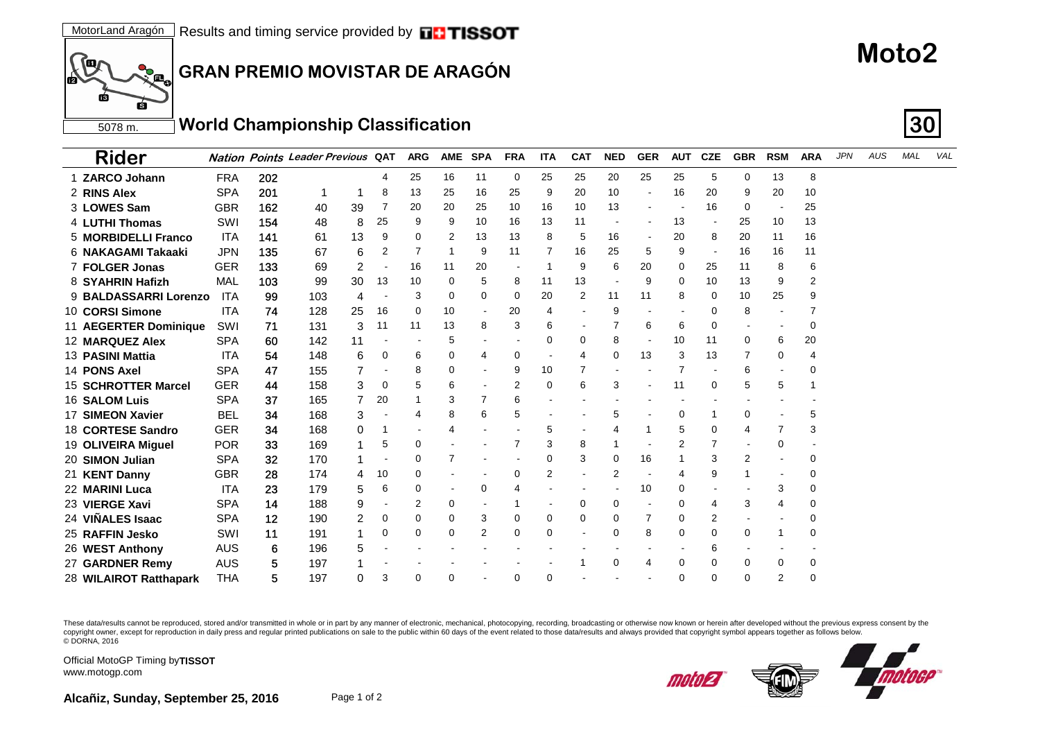MotorLand Aragón Results and timing service provided by TISSOT

# GRAN PREMIO MOVISTAR DE ARAGÓN

# Moto2

5078 m.

## World Championship Classification

**30**

| Rider | Nation | Points | Leader | Previous | QAT | ARG | AME | SPA | FRA | ITA | CAT | NED | GER | AUT | CZE | GBR | RSM | ARA | JPN | AUS | MAL | VAL |
|---|---|---|---|---|---|---|---|---|---|---|---|---|---|---|---|---|---|---|---|---|---|---|
| 1 ZARCO Johann | FRA | 202 | | | 4 | 25 | 16 | 11 | 0 | 25 | 25 | 20 | 25 | 25 | 5 | 0 | 13 | 8 | | | | |
| 2 RINS Alex | SPA | 201 | 1 | 1 | 8 | 13 | 25 | 16 | 25 | 9 | 20 | 10 | - | 16 | 20 | 9 | 20 | 10 | | | | |
| 3 LOWES Sam | GBR | 162 | 40 | 39 | 7 | 20 | 20 | 25 | 10 | 16 | 10 | 13 | - | - | 16 | 0 | - | 25 | | | | |
| 4 LUTHI Thomas | SWI | 154 | 48 | 8 | 25 | 9 | 9 | 10 | 16 | 13 | 11 | - | - | 13 | - | 25 | 10 | 13 | | | | |
| 5 MORBIDELLI Franco | ITA | 141 | 61 | 13 | 9 | 0 | 2 | 13 | 13 | 8 | 5 | 16 | - | 20 | 8 | 20 | 11 | 16 | | | | |
| 6 NAKAGAMI Takaaki | JPN | 135 | 67 | 6 | 2 | 7 | 1 | 9 | 11 | 7 | 16 | 25 | 5 | 9 | - | 16 | 16 | 11 | | | | |
| 7 FOLGER Jonas | GER | 133 | 69 | 2 | - | 16 | 11 | 20 | - | 1 | 9 | 6 | 20 | 0 | 25 | 11 | 8 | 6 | | | | |
| 8 SYAHRIN Hafizh | MAL | 103 | 99 | 30 | 13 | 10 | 0 | 5 | 8 | 11 | 13 | - | 9 | 0 | 10 | 13 | 9 | 2 | | | | |
| 9 BALDASSARRI Lorenzo | ITA | 99 | 103 | 4 | - | 3 | 0 | 0 | 0 | 20 | 2 | 11 | 11 | 8 | 0 | 10 | 25 | 9 | | | | |
| 10 CORSI Simone | ITA | 74 | 128 | 25 | 16 | 0 | 10 | - | 20 | 4 | - | 9 | - | - | 0 | 8 | - | 7 | | | | |
| 11 AEGERTER Dominique | SWI | 71 | 131 | 3 | 11 | 11 | 13 | 8 | 3 | 6 | - | 7 | 6 | 6 | 0 | - | - | 0 | | | | |
| 12 MARQUEZ Alex | SPA | 60 | 142 | 11 | - | - | 5 | - | - | 0 | 0 | 8 | - | 10 | 11 | 0 | 6 | 20 | | | | |
| 13 PASINI Mattia | ITA | 54 | 148 | 6 | 0 | 6 | 0 | 4 | 0 | - | 4 | 0 | 13 | 3 | 13 | 7 | 0 | 4 | | | | |
| 14 PONS Axel | SPA | 47 | 155 | 7 | - | 8 | 0 | - | 9 | 10 | 7 | - | - | 7 | - | 6 | - | 0 | | | | |
| 15 SCHROTTER Marcel | GER | 44 | 158 | 3 | 0 | 5 | 6 | - | 2 | 0 | 6 | 3 | - | 11 | 0 | 5 | 5 | 1 | | | | |
| 16 SALOM Luis | SPA | 37 | 165 | 7 | 20 | 1 | 3 | 7 | 6 | - | - | - | - | - | - | - | - | - | | | | |
| 17 SIMEON Xavier | BEL | 34 | 168 | 3 | - | 4 | 8 | 6 | 5 | - | - | 5 | - | 0 | 1 | 0 | - | 5 | | | | |
| 18 CORTESE Sandro | GER | 34 | 168 | 0 | 1 | - | 4 | - | - | 5 | - | 4 | 1 | 5 | 0 | 4 | 7 | 3 | | | | |
| 19 OLIVEIRA Miguel | POR | 33 | 169 | 1 | 5 | 0 | - | - | 7 | 3 | 8 | 1 | - | 2 | 7 | - | 0 | - | | | | |
| 20 SIMON Julian | SPA | 32 | 170 | 1 | - | 0 | 7 | - | - | 0 | 3 | 0 | 16 | 1 | 3 | 2 | - | 0 | | | | |
| 21 KENT Danny | GBR | 28 | 174 | 4 | 10 | 0 | - | - | 0 | 2 | - | 2 | - | 4 | 9 | 1 | - | 0 | | | | |
| 22 MARINI Luca | ITA | 23 | 179 | 5 | 6 | 0 | - | 0 | 4 | - | - | - | 10 | 0 | - | - | 3 | 0 | | | | |
| 23 VIERGE Xavi | SPA | 14 | 188 | 9 | - | 2 | 0 | - | 1 | - | 0 | 0 | - | 0 | 4 | 3 | 4 | 0 | | | | |
| 24 VIÑALES Isaac | SPA | 12 | 190 | 2 | 0 | 0 | 0 | 3 | 0 | 0 | 0 | 0 | 7 | 0 | 2 | - | - | 0 | | | | |
| 25 RAFFIN Jesko | SWI | 11 | 191 | 1 | 0 | 0 | 0 | 2 | 0 | 0 | - | 0 | 8 | 0 | 0 | 0 | 1 | 0 | | | | |
| 26 WEST Anthony | AUS | 6 | 196 | 5 | - | - | - | - | - | - | - | - | - | - | 6 | - | - | - | | | | |
| 27 GARDNER Remy | AUS | 5 | 197 | 1 | - | - | - | - | - | - | 1 | 0 | 4 | 0 | 0 | 0 | 0 | 0 | | | | |
| 28 WILAIROT Ratthapark | THA | 5 | 197 | 0 | 3 | 0 | 0 | - | 0 | 0 | - | - | - | 0 | 0 | 0 | 2 | 0 | | | | |

These data/results cannot be reproduced, stored and/or transmitted in whole or in part by any manner of electronic, mechanical, photocopying, recording, broadcasting or otherwise now known or herein after developed without the previous express consent by the copyright owner, except for reproduction in daily press and regular printed publications on sale to the public within 60 days of the event related to those data/results and always provided that copyright symbol appears together as follows below.
© DORNA, 2016

Official MotoGP Timing by TISSOT
www.motogp.com

**Alcañiz, Sunday, September 25, 2016**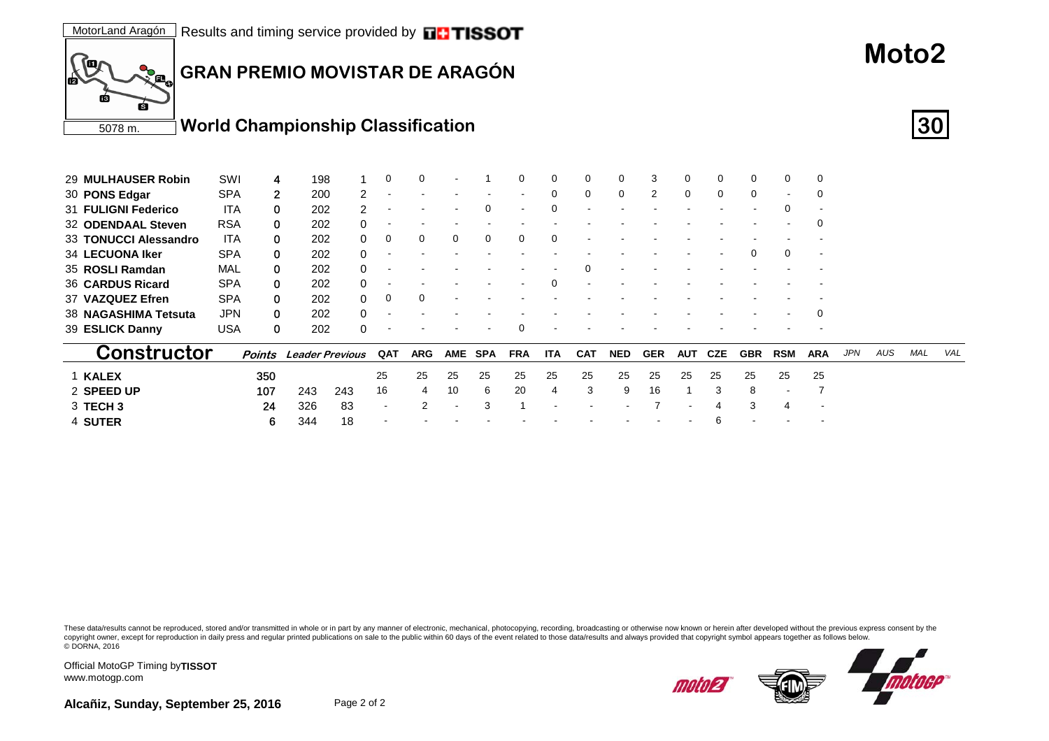MotorLand Aragón | Results and timing service provided by TISSOT

# GRAN PREMIO MOVISTAR DE ARAGÓN

# Moto2

5078 m.

## World Championship Classification

**30**

| | Rider | Nat | Points | Leader | Previous | QAT | ARG | AME | SPA | FRA | ITA | CAT | NED | GER | AUT | CZE | GBR | RSM | ARA | JPN | AUS | MAL | VAL |
|---|---|---|---|---|---|---|---|---|---|---|---|---|---|---|---|---|---|---|---|---|---|---|---|
| 29 | **MULHAUSER Robin** | SWI | 4 | 198 | 1 | 0 | 0 | - | 1 | 0 | 0 | 0 | 0 | 3 | 0 | 0 | 0 | 0 | 0 | | | | |
| 30 | **PONS Edgar** | SPA | 2 | 200 | 2 | - | - | - | - | - | 0 | 0 | 0 | 2 | 0 | 0 | 0 | - | 0 | | | | |
| 31 | **FULIGNI Federico** | ITA | 0 | 202 | 2 | - | - | - | 0 | - | 0 | - | - | - | - | - | - | 0 | - | | | | |
| 32 | **ODENDAAL Steven** | RSA | 0 | 202 | 0 | - | - | - | - | - | - | - | - | - | - | - | - | - | 0 | | | | |
| 33 | **TONUCCI Alessandro** | ITA | 0 | 202 | 0 | 0 | 0 | 0 | 0 | 0 | 0 | - | - | - | - | - | - | - | - | | | | |
| 34 | **LECUONA Iker** | SPA | 0 | 202 | 0 | - | - | - | - | - | - | - | - | - | - | - | 0 | 0 | - | | | | |
| 35 | **ROSLI Ramdan** | MAL | 0 | 202 | 0 | - | - | - | - | - | - | 0 | - | - | - | - | - | - | - | | | | |
| 36 | **CARDUS Ricard** | SPA | 0 | 202 | 0 | - | - | - | - | - | 0 | - | - | - | - | - | - | - | - | | | | |
| 37 | **VAZQUEZ Efren** | SPA | 0 | 202 | 0 | 0 | 0 | - | - | - | - | - | - | - | - | - | - | - | - | | | | |
| 38 | **NAGASHIMA Tetsuta** | JPN | 0 | 202 | 0 | - | - | - | - | - | - | - | - | - | - | - | - | - | 0 | | | | |
| 39 | **ESLICK Danny** | USA | 0 | 202 | 0 | - | - | - | - | 0 | - | - | - | - | - | - | - | - | - | | | | |

| | Constructor | Points | Leader | Previous | QAT | ARG | AME | SPA | FRA | ITA | CAT | NED | GER | AUT | CZE | GBR | RSM | ARA | JPN | AUS | MAL | VAL |
|---|---|---|---|---|---|---|---|---|---|---|---|---|---|---|---|---|---|---|---|---|---|---|
| 1 | **KALEX** | 350 | | | 25 | 25 | 25 | 25 | 25 | 25 | 25 | 25 | 25 | 25 | 25 | 25 | 25 | 25 | | | | |
| 2 | **SPEED UP** | 107 | 243 | 243 | 16 | 4 | 10 | 6 | 20 | 4 | 3 | 9 | 16 | 1 | 3 | 8 | - | 7 | | | | |
| 3 | **TECH 3** | 24 | 326 | 83 | - | 2 | - | 3 | 1 | - | - | - | 7 | - | 4 | 3 | 4 | - | | | | |
| 4 | **SUTER** | 6 | 344 | 18 | - | - | - | - | - | - | - | - | - | - | 6 | - | - | - | | | | |

These data/results cannot be reproduced, stored and/or transmitted in whole or in part by any manner of electronic, mechanical, photocopying, recording, broadcasting or otherwise now known or herein after developed without the previous express consent by the copyright owner, except for reproduction in daily press and regular printed publications on sale to the public within 60 days of the event related to those data/results and always provided that copyright symbol appears together as follows below.
© DORNA, 2016

Official MotoGP Timing by **TISSOT**
www.motogp.com

**Alcañiz, Sunday, September 25, 2016**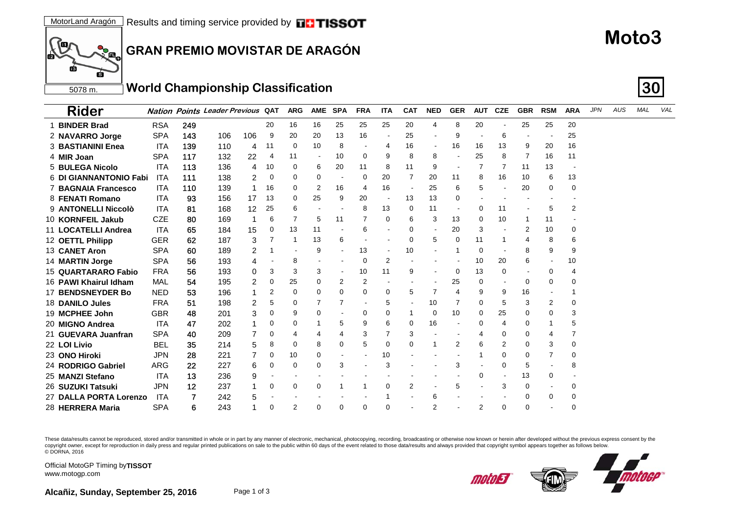MotorLand Aragón | Results and timing service provided by TISSOT

5078 m.

# Moto3

## GRAN PREMIO MOVISTAR DE ARAGÓN

## World Championship Classification

**30**

| | Rider | Nation | Points | Leader | Previous | QAT | ARG | AME | SPA | FRA | ITA | CAT | NED | GER | AUT | CZE | GBR | RSM | ARA | JPN | AUS | MAL | VAL |
|---|---|---|---|---|---|---|---|---|---|---|---|---|---|---|---|---|---|---|---|---|---|---|---|
| 1 | **BINDER Brad** | RSA | 249 | | | 20 | 16 | 16 | 25 | 25 | 25 | 20 | 4 | 8 | 20 | - | 25 | 25 | 20 | | | | |
| 2 | **NAVARRO Jorge** | SPA | 143 | 106 | 106 | 9 | 20 | 20 | 13 | 16 | - | 25 | - | 9 | - | 6 | - | - | 25 | | | | |
| 3 | **BASTIANINI Enea** | ITA | 139 | 110 | 4 | 11 | 0 | 10 | 8 | - | 4 | 16 | - | 16 | 16 | 13 | 9 | 20 | 16 | | | | |
| 4 | **MIR Joan** | SPA | 117 | 132 | 22 | 4 | 11 | - | 10 | 0 | 9 | 8 | 8 | - | 25 | 8 | 7 | 16 | 11 | | | | |
| 5 | **BULEGA Nicolo** | ITA | 113 | 136 | 4 | 10 | 0 | 6 | 20 | 11 | 8 | 11 | 9 | - | 7 | 7 | 11 | 13 | - | | | | |
| 6 | **DI GIANNANTONIO Fabi** | ITA | 111 | 138 | 2 | 0 | 0 | 0 | - | 0 | 20 | 7 | 20 | 11 | 8 | 16 | 10 | 6 | 13 | | | | |
| 7 | **BAGNAIA Francesco** | ITA | 110 | 139 | 1 | 16 | 0 | 2 | 16 | 4 | 16 | - | 25 | 6 | 5 | - | 20 | 0 | 0 | | | | |
| 8 | **FENATI Romano** | ITA | 93 | 156 | 17 | 13 | 0 | 25 | 9 | 20 | - | 13 | 13 | 0 | - | - | - | - | - | | | | |
| 9 | **ANTONELLI Niccolò** | ITA | 81 | 168 | 12 | 25 | 6 | - | - | 8 | 13 | 0 | 11 | - | 0 | 11 | - | 5 | 2 | | | | |
| 10 | **KORNFEIL Jakub** | CZE | 80 | 169 | 1 | 6 | 7 | 5 | 11 | 7 | 0 | 6 | 3 | 13 | 0 | 10 | 1 | 11 | - | | | | |
| 11 | **LOCATELLI Andrea** | ITA | 65 | 184 | 15 | 0 | 13 | 11 | - | 6 | - | 0 | - | 20 | 3 | - | 2 | 10 | 0 | | | | |
| 12 | **OETTL Philipp** | GER | 62 | 187 | 3 | 7 | 1 | 13 | 6 | - | - | 0 | 5 | 0 | 11 | 1 | 4 | 8 | 6 | | | | |
| 13 | **CANET Aron** | SPA | 60 | 189 | 2 | 1 | - | 9 | - | 13 | - | 10 | - | 1 | 0 | - | 8 | 9 | 9 | | | | |
| 14 | **MARTIN Jorge** | SPA | 56 | 193 | 4 | - | 8 | - | - | 0 | 2 | - | - | - | 10 | 20 | 6 | - | 10 | | | | |
| 15 | **QUARTARARO Fabio** | FRA | 56 | 193 | 0 | 3 | 3 | 3 | - | 10 | 11 | 9 | - | 0 | 13 | 0 | - | 0 | 4 | | | | |
| 16 | **PAWI Khairul Idham** | MAL | 54 | 195 | 2 | 0 | 25 | 0 | 2 | 2 | - | - | - | 25 | 0 | - | 0 | 0 | 0 | | | | |
| 17 | **BENDSNEYDER Bo** | NED | 53 | 196 | 1 | 2 | 0 | 0 | 0 | 0 | 0 | 5 | 7 | 4 | 9 | 9 | 16 | - | 1 | | | | |
| 18 | **DANILO Jules** | FRA | 51 | 198 | 2 | 5 | 0 | 7 | 7 | - | 5 | - | 10 | 7 | 0 | 5 | 3 | 2 | 0 | | | | |
| 19 | **MCPHEE John** | GBR | 48 | 201 | 3 | 0 | 9 | 0 | - | 0 | 0 | 1 | 0 | 10 | 0 | 25 | 0 | 0 | 3 | | | | |
| 20 | **MIGNO Andrea** | ITA | 47 | 202 | 1 | 0 | 0 | 1 | 5 | 9 | 6 | 0 | 16 | - | 0 | 4 | 0 | 1 | 5 | | | | |
| 21 | **GUEVARA Juanfran** | SPA | 40 | 209 | 7 | 0 | 4 | 4 | 4 | 3 | 7 | 3 | - | - | 4 | 0 | 0 | 4 | 7 | | | | |
| 22 | **LOI Livio** | BEL | 35 | 214 | 5 | 8 | 0 | 8 | 0 | 5 | 0 | 0 | 1 | 2 | 6 | 2 | 0 | 3 | 0 | | | | |
| 23 | **ONO Hiroki** | JPN | 28 | 221 | 7 | 0 | 10 | 0 | - | - | 10 | - | - | - | 1 | 0 | 0 | 7 | 0 | | | | |
| 24 | **RODRIGO Gabriel** | ARG | 22 | 227 | 6 | 0 | 0 | 0 | 3 | - | 3 | - | - | 3 | - | 0 | 5 | - | 8 | | | | |
| 25 | **MANZI Stefano** | ITA | 13 | 236 | 9 | - | - | - | - | - | - | - | - | - | 0 | - | 13 | 0 | - | | | | |
| 26 | **SUZUKI Tatsuki** | JPN | 12 | 237 | 1 | 0 | 0 | 0 | 1 | 1 | 0 | 2 | - | 5 | - | 3 | 0 | - | 0 | | | | |
| 27 | **DALLA PORTA Lorenzo** | ITA | 7 | 242 | 5 | - | - | - | - | - | 1 | - | 6 | - | - | - | 0 | 0 | 0 | | | | |
| 28 | **HERRERA Maria** | SPA | 6 | 243 | 1 | 0 | 2 | 0 | 0 | 0 | 0 | - | 2 | - | 2 | 0 | 0 | - | 0 | | | | |

These data/results cannot be reproduced, stored and/or transmitted in whole or in part by any manner of electronic, mechanical, photocopying, recording, broadcasting or otherwise now known or herein after developed without the previous express consent by the copyright owner, except for reproduction in daily press and regular printed publications on sale to the public within 60 days of the event related to those data/results and always provided that copyright symbol appears together as follows below.
© DORNA, 2016

Official MotoGP Timing by **TISSOT**
www.motogp.com

**Alcañiz, Sunday, September 25, 2016**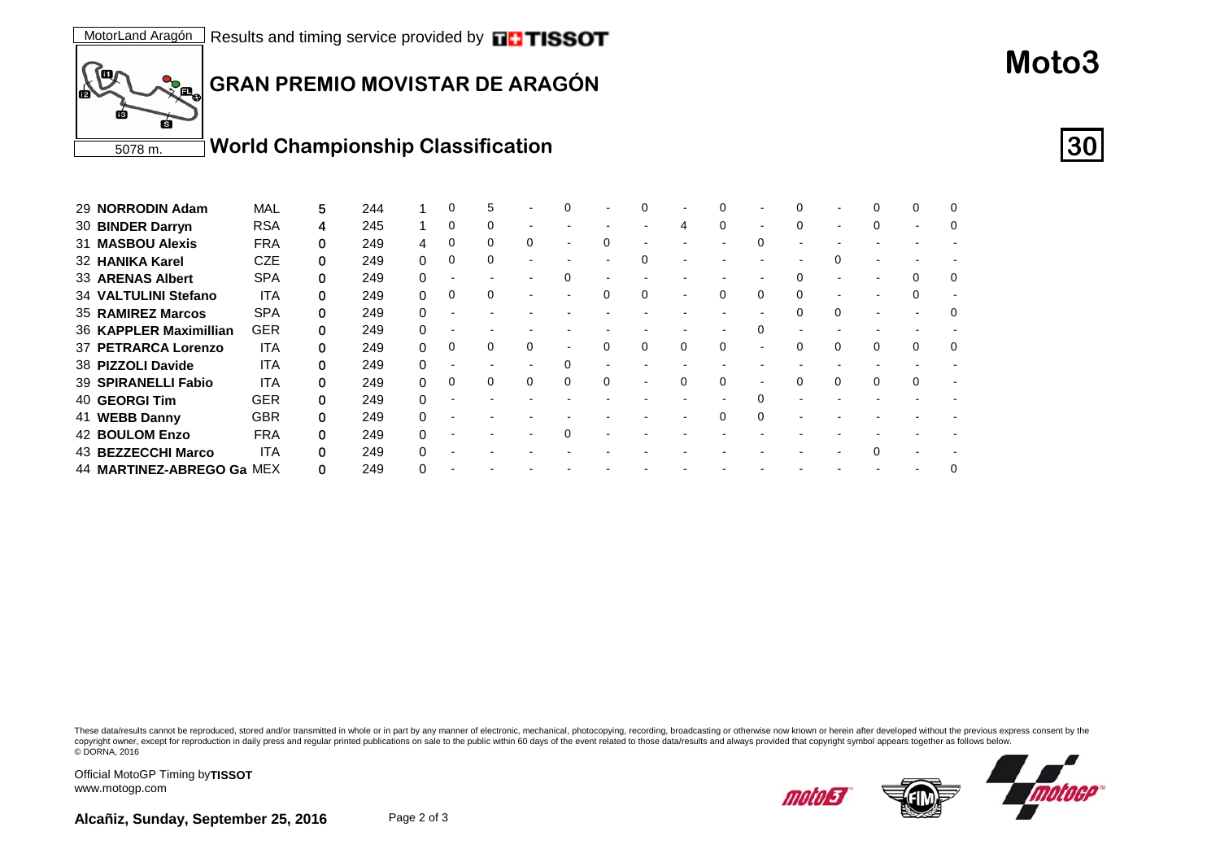MotorLand Aragón — Results and timing service provided by TISSOT

5078 m.

# Moto3

## GRAN PREMIO MOVISTAR DE ARAGÓN

### World Championship Classification

**30**

| | | | | | | | | | | | | | | | | | | | |
|---|---|---|---|---|---|---|---|---|---|---|---|---|---|---|---|---|---|---|---|
| 29 | **NORRODIN Adam** | MAL | 5 | 244 | 1 | 0 | 5 | - | 0 | - | 0 | - | 0 | - | 0 | - | 0 | 0 | 0 |
| 30 | **BINDER Darryn** | RSA | 4 | 245 | 1 | 0 | 0 | - | - | - | - | 4 | 0 | - | 0 | - | 0 | - | 0 |
| 31 | **MASBOU Alexis** | FRA | 0 | 249 | 4 | 0 | 0 | 0 | - | 0 | - | - | - | 0 | - | - | - | - | - |
| 32 | **HANIKA Karel** | CZE | 0 | 249 | 0 | 0 | 0 | - | - | - | 0 | - | - | - | - | 0 | - | - | - |
| 33 | **ARENAS Albert** | SPA | 0 | 249 | 0 | - | - | - | 0 | - | - | - | - | - | 0 | - | - | 0 | 0 |
| 34 | **VALTULINI Stefano** | ITA | 0 | 249 | 0 | 0 | 0 | - | - | 0 | 0 | - | 0 | 0 | 0 | - | - | 0 | - |
| 35 | **RAMIREZ Marcos** | SPA | 0 | 249 | 0 | - | - | - | - | - | - | - | - | - | 0 | 0 | - | - | 0 |
| 36 | **KAPPLER Maximillian** | GER | 0 | 249 | 0 | - | - | - | - | - | - | - | - | 0 | - | - | - | - | - |
| 37 | **PETRARCA Lorenzo** | ITA | 0 | 249 | 0 | 0 | 0 | 0 | - | 0 | 0 | 0 | 0 | - | 0 | 0 | 0 | 0 | 0 |
| 38 | **PIZZOLI Davide** | ITA | 0 | 249 | 0 | - | - | - | 0 | - | - | - | - | - | - | - | - | - | - |
| 39 | **SPIRANELLI Fabio** | ITA | 0 | 249 | 0 | 0 | 0 | 0 | 0 | 0 | - | 0 | 0 | - | 0 | 0 | 0 | 0 | - |
| 40 | **GEORGI Tim** | GER | 0 | 249 | 0 | - | - | - | - | - | - | - | - | 0 | - | - | - | - | - |
| 41 | **WEBB Danny** | GBR | 0 | 249 | 0 | - | - | - | - | - | - | - | 0 | 0 | - | - | - | - | - |
| 42 | **BOULOM Enzo** | FRA | 0 | 249 | 0 | - | - | - | 0 | - | - | - | - | - | - | - | - | - | - |
| 43 | **BEZZECCHI Marco** | ITA | 0 | 249 | 0 | - | - | - | - | - | - | - | - | - | - | - | 0 | - | - |
| 44 | **MARTINEZ-ABREGO Ga** | MEX | 0 | 249 | 0 | - | - | - | - | - | - | - | - | - | - | - | - | - | 0 |

These data/results cannot be reproduced, stored and/or transmitted in whole or in part by any manner of electronic, mechanical, photocopying, recording, broadcasting or otherwise now known or herein after developed without the previous express consent by the copyright owner, except for reproduction in daily press and regular printed publications on sale to the public within 60 days of the event related to those data/results and always provided that copyright symbol appears together as follows below.
© DORNA, 2016

Official MotoGP Timing by **TISSOT**
www.motogp.com

**Alcañiz, Sunday, September 25, 2016**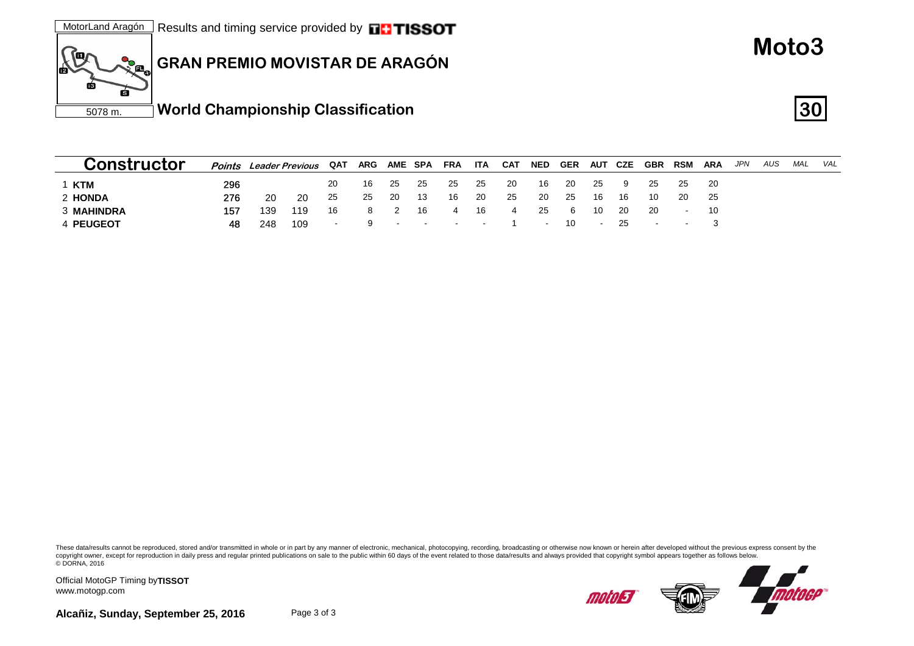MotorLand Aragón | Results and timing service provided by TISSOT

5078 m.

# GRAN PREMIO MOVISTAR DE ARAGÓN

# Moto3

## World Championship Classification

**30**

| | Constructor | Points | Leader | Previous | QAT | ARG | AME | SPA | FRA | ITA | CAT | NED | GER | AUT | CZE | GBR | RSM | ARA | JPN | AUS | MAL | VAL |
|---|---|---|---|---|---|---|---|---|---|---|---|---|---|---|---|---|---|---|---|---|---|---|
| 1 | **KTM** | **296** | | | 20 | 16 | 25 | 25 | 25 | 25 | 20 | 16 | 20 | 25 | 9 | 25 | 25 | 20 | | | | |
| 2 | **HONDA** | **276** | 20 | 20 | 25 | 25 | 20 | 13 | 16 | 20 | 25 | 20 | 25 | 16 | 16 | 10 | 20 | 25 | | | | |
| 3 | **MAHINDRA** | **157** | 139 | 119 | 16 | 8 | 2 | 16 | 4 | 16 | 4 | 25 | 6 | 10 | 20 | 20 | - | 10 | | | | |
| 4 | **PEUGEOT** | **48** | 248 | 109 | - | 9 | - | - | - | - | 1 | - | 10 | - | 25 | - | - | 3 | | | | |

These data/results cannot be reproduced, stored and/or transmitted in whole or in part by any manner of electronic, mechanical, photocopying, recording, broadcasting or otherwise now known or herein after developed without the previous express consent by the copyright owner, except for reproduction in daily press and regular printed publications on sale to the public within 60 days of the event related to those data/results and always provided that copyright symbol appears together as follows below.
© DORNA, 2016

Official MotoGP Timing by **TISSOT**
www.motogp.com

**Alcañiz, Sunday, September 25, 2016**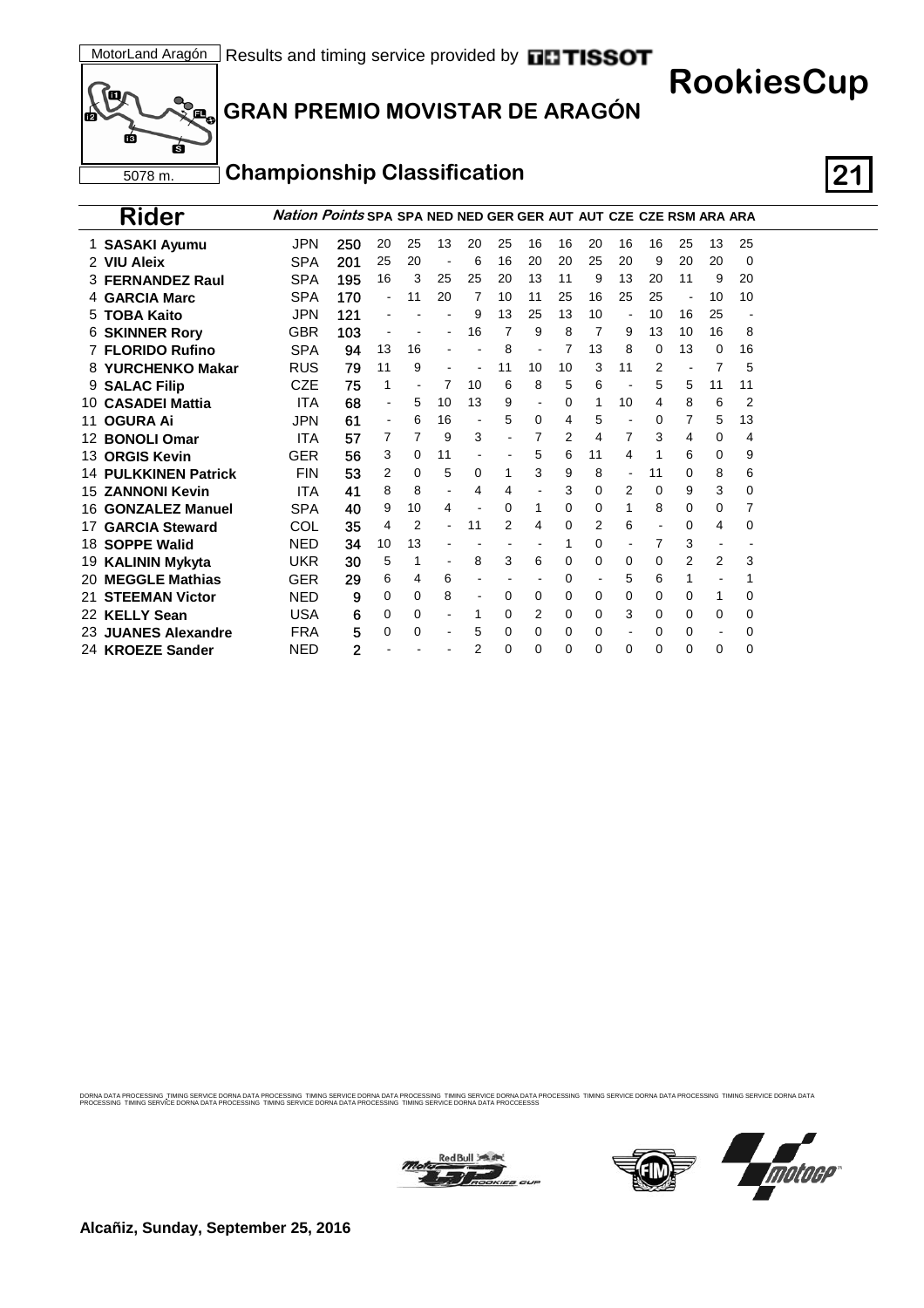MotorLand Aragón | Results and timing service provided by TISSOT

5078 m.

# RookiesCup

## GRAN PREMIO MOVISTAR DE ARAGÓN

## Championship Classification

**21**

| | Rider | Nation | Points | SPA | SPA | NED | NED | GER | GER | AUT | AUT | CZE | CZE | RSM | ARA | ARA |
|---|---|---|---|---|---|---|---|---|---|---|---|---|---|---|---|---|
| 1 | **SASAKI Ayumu** | JPN | **250** | 20 | 25 | 13 | 20 | 25 | 16 | 16 | 20 | 16 | 16 | 25 | 13 | 25 |
| 2 | **VIU Aleix** | SPA | **201** | 25 | 20 | - | 6 | 16 | 20 | 20 | 25 | 20 | 9 | 20 | 20 | 0 |
| 3 | **FERNANDEZ Raul** | SPA | **195** | 16 | 3 | 25 | 25 | 20 | 13 | 11 | 9 | 13 | 20 | 11 | 9 | 20 |
| 4 | **GARCIA Marc** | SPA | **170** | - | 11 | 20 | 7 | 10 | 11 | 25 | 16 | 25 | 25 | - | 10 | 10 |
| 5 | **TOBA Kaito** | JPN | **121** | - | - | - | 9 | 13 | 25 | 13 | 10 | - | 10 | 16 | 25 | - |
| 6 | **SKINNER Rory** | GBR | **103** | - | - | - | 16 | 7 | 9 | 8 | 7 | 9 | 13 | 10 | 16 | 8 |
| 7 | **FLORIDO Rufino** | SPA | **94** | 13 | 16 | - | - | 8 | - | 7 | 13 | 8 | 0 | 13 | 0 | 16 |
| 8 | **YURCHENKO Makar** | RUS | **79** | 11 | 9 | - | - | 11 | 10 | 10 | 3 | 11 | 2 | - | 7 | 5 |
| 9 | **SALAC Filip** | CZE | **75** | 1 | - | 7 | 10 | 6 | 8 | 5 | 6 | - | 5 | 5 | 11 | 11 |
| 10 | **CASADEI Mattia** | ITA | **68** | - | 5 | 10 | 13 | 9 | - | 0 | 1 | 10 | 4 | 8 | 6 | 2 |
| 11 | **OGURA Ai** | JPN | **61** | - | 6 | 16 | - | 5 | 0 | 4 | 5 | - | 0 | 7 | 5 | 13 |
| 12 | **BONOLI Omar** | ITA | **57** | 7 | 7 | 9 | 3 | - | 7 | 2 | 4 | 7 | 3 | 4 | 0 | 4 |
| 13 | **ORGIS Kevin** | GER | **56** | 3 | 0 | 11 | - | - | 5 | 6 | 11 | 4 | 1 | 6 | 0 | 9 |
| 14 | **PULKKINEN Patrick** | FIN | **53** | 2 | 0 | 5 | 0 | 1 | 3 | 9 | 8 | - | 11 | 0 | 8 | 6 |
| 15 | **ZANNONI Kevin** | ITA | **41** | 8 | 8 | - | 4 | 4 | - | 3 | 0 | 2 | 0 | 9 | 3 | 0 |
| 16 | **GONZALEZ Manuel** | SPA | **40** | 9 | 10 | 4 | - | 0 | 1 | 0 | 0 | 1 | 8 | 0 | 0 | 7 |
| 17 | **GARCIA Steward** | COL | **35** | 4 | 2 | - | 11 | 2 | 4 | 0 | 2 | 6 | - | 0 | 4 | 0 |
| 18 | **SOPPE Walid** | NED | **34** | 10 | 13 | - | - | - | - | 1 | 0 | - | 7 | 3 | - | - |
| 19 | **KALININ Mykyta** | UKR | **30** | 5 | 1 | - | 8 | 3 | 6 | 0 | 0 | 0 | 0 | 2 | 2 | 3 |
| 20 | **MEGGLE Mathias** | GER | **29** | 6 | 4 | 6 | - | - | - | 0 | - | 5 | 6 | 1 | - | 1 |
| 21 | **STEEMAN Victor** | NED | **9** | 0 | 0 | 8 | - | 0 | 0 | 0 | 0 | 0 | 0 | 0 | 1 | 0 |
| 22 | **KELLY Sean** | USA | **6** | 0 | 0 | - | 1 | 0 | 2 | 0 | 0 | 3 | 0 | 0 | 0 | 0 |
| 23 | **JUANES Alexandre** | FRA | **5** | 0 | 0 | - | 5 | 0 | 0 | 0 | 0 | - | 0 | 0 | - | 0 |
| 24 | **KROEZE Sander** | NED | **2** | - | - | - | 2 | 0 | 0 | 0 | 0 | 0 | 0 | 0 | 0 | 0 |

DORNA DATA PROCESSING TIMING SERVICE DORNA DATA PROCESSING TIMING SERVICE DORNA DATA PROCESSING TIMING SERVICE DORNA DATA PROCESSING TIMING SERVICE DORNA DATA PROCESSING TIMING SERVICE DORNA DATA PROCESSING TIMING SERVICE DORNA DATA PROCESSING TIMING SERVICE DORNA DATA PROCESSING TIMING SERVICE DORNA DATA PROCCEESSS

**Alcañiz, Sunday, September 25, 2016**